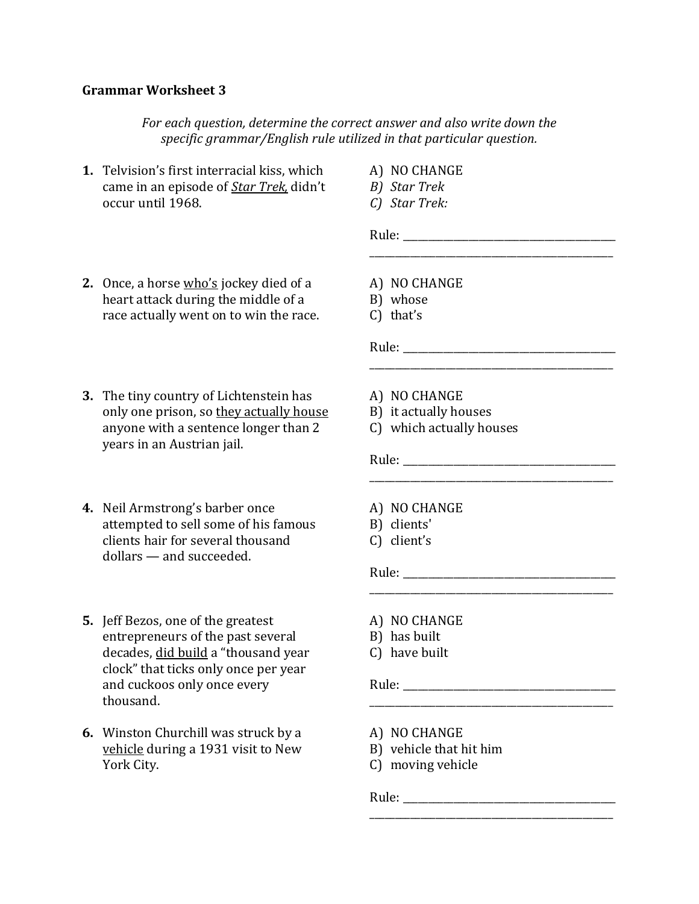**Grammar Worksheet 3**

*For each question, determine the correct answer and also write down the specific grammar/English rule utilized in that particular question.*

**1.** Telvision's first interracial kiss, which came in an episode of <u>*Star Trek,*</u> didn't occur until 1968.

A) NO CHANGE
*B) Star Trek*
*C) Star Trek:*

Rule: ________________________________________
______________________________________________

**2.** Once, a horse <u>who's</u> jockey died of a heart attack during the middle of a race actually went on to win the race.

A) NO CHANGE
B) whose
C) that's

Rule: ________________________________________
______________________________________________

**3.** The tiny country of Lichtenstein has only one prison, so <u>they actually house</u> anyone with a sentence longer than 2 years in an Austrian jail.

A) NO CHANGE
B) it actually houses
C) which actually houses

Rule: ________________________________________
______________________________________________

**4.** Neil Armstrong's barber once attempted to sell some of his famous clients hair for several thousand dollars — and succeeded.

A) NO CHANGE
B) clients'
C) client's

Rule: ________________________________________
______________________________________________

**5.** Jeff Bezos, one of the greatest entrepreneurs of the past several decades, <u>did build</u> a "thousand year clock" that ticks only once per year and cuckoos only once every thousand.

A) NO CHANGE
B) has built
C) have built

Rule: ________________________________________
______________________________________________

**6.** Winston Churchill was struck by a <u>vehicle</u> during a 1931 visit to New York City.

A) NO CHANGE
B) vehicle that hit him
C) moving vehicle

Rule: ________________________________________
______________________________________________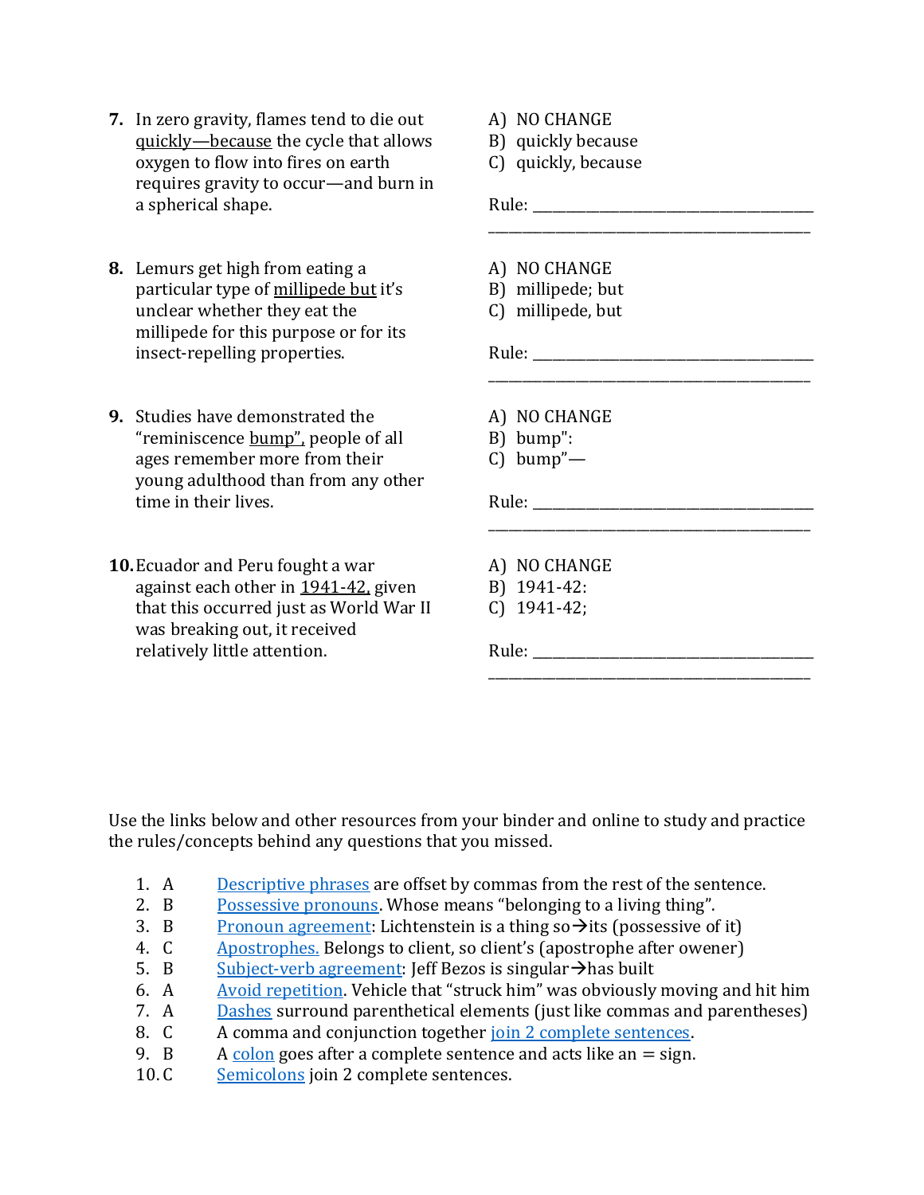**7.** In zero gravity, flames tend to die out quickly—because the cycle that allows oxygen to flow into fires on earth requires gravity to occur—and burn in a spherical shape.

A) NO CHANGE
B) quickly because
C) quickly, because

Rule: ______________________________________
______________________________________________

**8.** Lemurs get high from eating a particular type of millipede but it's unclear whether they eat the millipede for this purpose or for its insect-repelling properties.

A) NO CHANGE
B) millipede; but
C) millipede, but

Rule: ______________________________________
______________________________________________

**9.** Studies have demonstrated the "reminiscence bump", people of all ages remember more from their young adulthood than from any other time in their lives.

A) NO CHANGE
B) bump":
C) bump"—

Rule: ______________________________________
______________________________________________

**10.** Ecuador and Peru fought a war against each other in 1941-42, given that this occurred just as World War II was breaking out, it received relatively little attention.

A) NO CHANGE
B) 1941-42:
C) 1941-42;

Rule: ______________________________________
______________________________________________

Use the links below and other resources from your binder and online to study and practice the rules/concepts behind any questions that you missed.

1. A — Descriptive phrases are offset by commas from the rest of the sentence.
2. B — Possessive pronouns. Whose means "belonging to a living thing".
3. B — Pronoun agreement: Lichtenstein is a thing so→its (possessive of it)
4. C — Apostrophes. Belongs to client, so client's (apostrophe after owener)
5. B — Subject-verb agreement: Jeff Bezos is singular→has built
6. A — Avoid repetition. Vehicle that "struck him" was obviously moving and hit him
7. A — Dashes surround parenthetical elements (just like commas and parentheses)
8. C — A comma and conjunction together join 2 complete sentences.
9. B — A colon goes after a complete sentence and acts like an = sign.
10. C — Semicolons join 2 complete sentences.